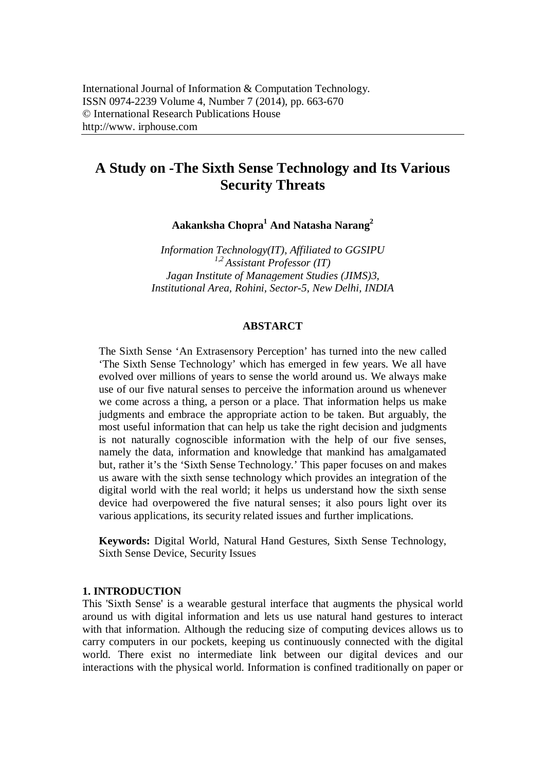International Journal of Information & Computation Technology.
ISSN 0974-2239 Volume 4, Number 7 (2014), pp. 663-670
© International Research Publications House
http://www. irphouse.com

# A Study on -The Sixth Sense Technology and Its Various Security Threats

**Aakanksha Chopra[1] And Natasha Narang[2]**

*Information Technology(IT), Affiliated to GGSIPU*
*[1,2] Assistant Professor (IT)*
*Jagan Institute of Management Studies (JIMS)3,*
*Institutional Area, Rohini, Sector-5, New Delhi, INDIA*

## ABSTARCT

The Sixth Sense 'An Extrasensory Perception' has turned into the new called 'The Sixth Sense Technology' which has emerged in few years. We all have evolved over millions of years to sense the world around us. We always make use of our five natural senses to perceive the information around us whenever we come across a thing, a person or a place. That information helps us make judgments and embrace the appropriate action to be taken. But arguably, the most useful information that can help us take the right decision and judgments is not naturally cognoscible information with the help of our five senses, namely the data, information and knowledge that mankind has amalgamated but, rather it's the 'Sixth Sense Technology.' This paper focuses on and makes us aware with the sixth sense technology which provides an integration of the digital world with the real world; it helps us understand how the sixth sense device had overpowered the five natural senses; it also pours light over its various applications, its security related issues and further implications.

**Keywords:** Digital World, Natural Hand Gestures, Sixth Sense Technology, Sixth Sense Device, Security Issues

## 1. INTRODUCTION

This 'Sixth Sense' is a wearable gestural interface that augments the physical world around us with digital information and lets us use natural hand gestures to interact with that information. Although the reducing size of computing devices allows us to carry computers in our pockets, keeping us continuously connected with the digital world. There exist no intermediate link between our digital devices and our interactions with the physical world. Information is confined traditionally on paper or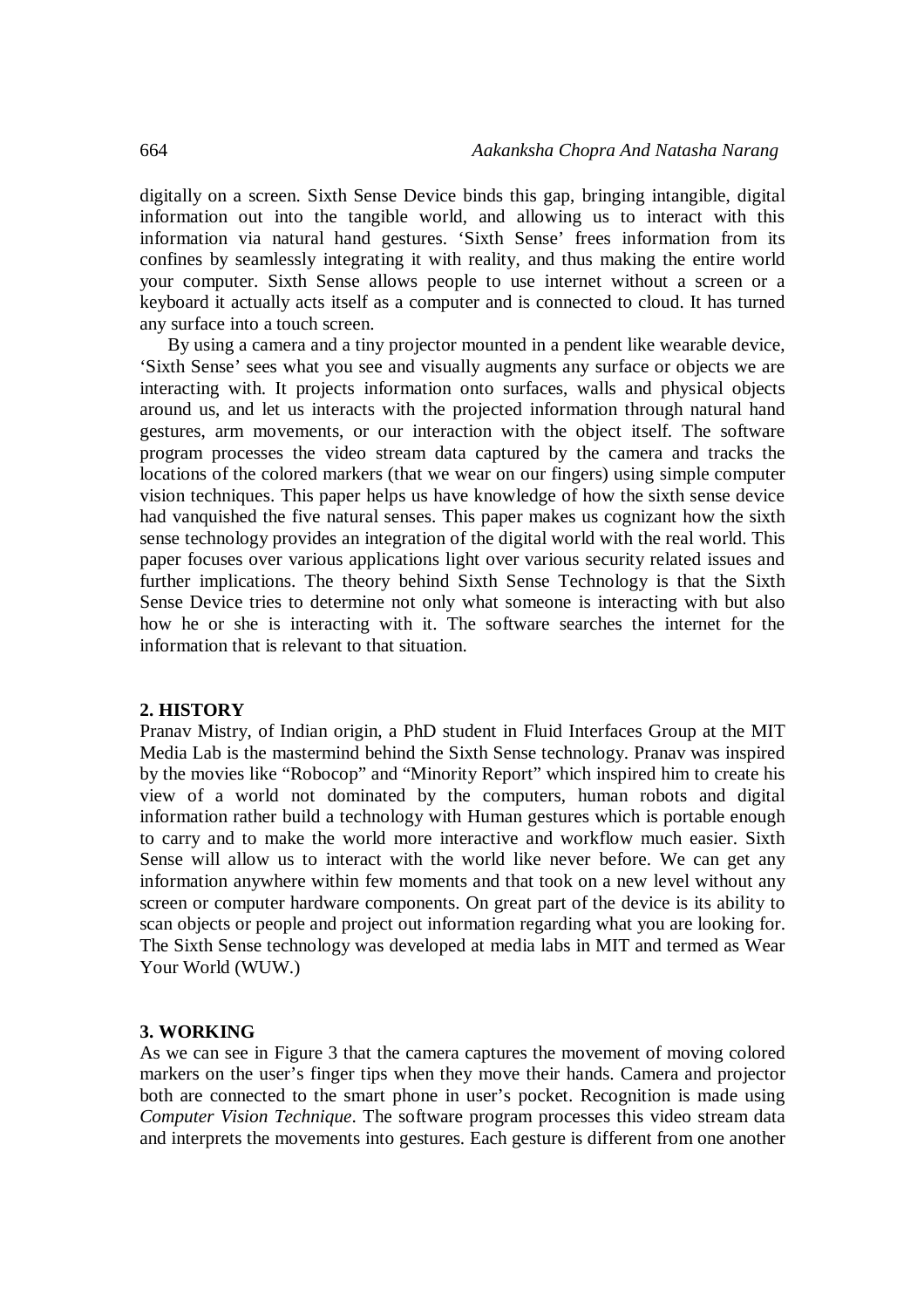digitally on a screen. Sixth Sense Device binds this gap, bringing intangible, digital information out into the tangible world, and allowing us to interact with this information via natural hand gestures. 'Sixth Sense' frees information from its confines by seamlessly integrating it with reality, and thus making the entire world your computer. Sixth Sense allows people to use internet without a screen or a keyboard it actually acts itself as a computer and is connected to cloud. It has turned any surface into a touch screen.

By using a camera and a tiny projector mounted in a pendent like wearable device, 'Sixth Sense' sees what you see and visually augments any surface or objects we are interacting with. It projects information onto surfaces, walls and physical objects around us, and let us interacts with the projected information through natural hand gestures, arm movements, or our interaction with the object itself. The software program processes the video stream data captured by the camera and tracks the locations of the colored markers (that we wear on our fingers) using simple computer vision techniques. This paper helps us have knowledge of how the sixth sense device had vanquished the five natural senses. This paper makes us cognizant how the sixth sense technology provides an integration of the digital world with the real world. This paper focuses over various applications light over various security related issues and further implications. The theory behind Sixth Sense Technology is that the Sixth Sense Device tries to determine not only what someone is interacting with but also how he or she is interacting with it. The software searches the internet for the information that is relevant to that situation.

## 2. HISTORY

Pranav Mistry, of Indian origin, a PhD student in Fluid Interfaces Group at the MIT Media Lab is the mastermind behind the Sixth Sense technology. Pranav was inspired by the movies like "Robocop" and "Minority Report" which inspired him to create his view of a world not dominated by the computers, human robots and digital information rather build a technology with Human gestures which is portable enough to carry and to make the world more interactive and workflow much easier. Sixth Sense will allow us to interact with the world like never before. We can get any information anywhere within few moments and that took on a new level without any screen or computer hardware components. On great part of the device is its ability to scan objects or people and project out information regarding what you are looking for. The Sixth Sense technology was developed at media labs in MIT and termed as Wear Your World (WUW.)

## 3. WORKING

As we can see in Figure 3 that the camera captures the movement of moving colored markers on the user's finger tips when they move their hands. Camera and projector both are connected to the smart phone in user's pocket. Recognition is made using *Computer Vision Technique*. The software program processes this video stream data and interprets the movements into gestures. Each gesture is different from one another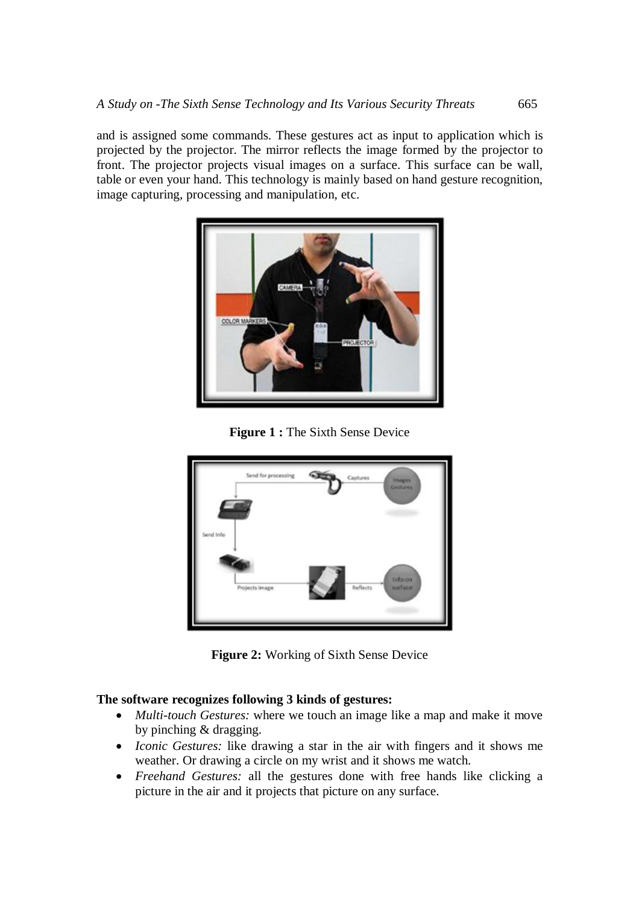and is assigned some commands. These gestures act as input to application which is projected by the projector. The mirror reflects the image formed by the projector to front. The projector projects visual images on a surface. This surface can be wall, table or even your hand. This technology is mainly based on hand gesture recognition, image capturing, processing and manipulation, etc.

**Figure 1 :** The Sixth Sense Device

**Figure 2:** Working of Sixth Sense Device

**The software recognizes following 3 kinds of gestures:**

- *Multi-touch Gestures:* where we touch an image like a map and make it move by pinching & dragging.
- *Iconic Gestures:* like drawing a star in the air with fingers and it shows me weather. Or drawing a circle on my wrist and it shows me watch.
- *Freehand Gestures:* all the gestures done with free hands like clicking a picture in the air and it projects that picture on any surface.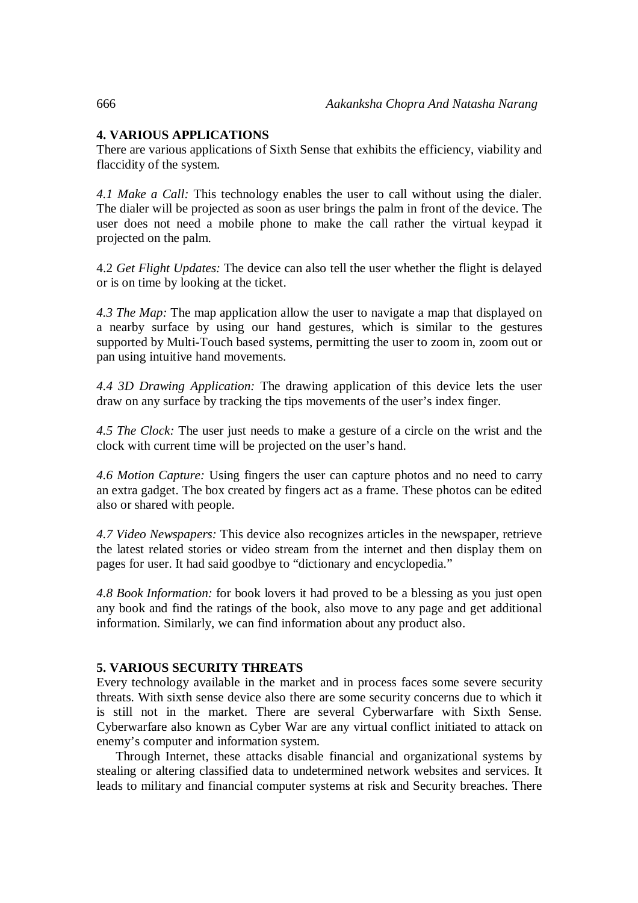## 4. VARIOUS APPLICATIONS

There are various applications of Sixth Sense that exhibits the efficiency, viability and flaccidity of the system.

*4.1 Make a Call:* This technology enables the user to call without using the dialer. The dialer will be projected as soon as user brings the palm in front of the device. The user does not need a mobile phone to make the call rather the virtual keypad it projected on the palm.

4.2 *Get Flight Updates:* The device can also tell the user whether the flight is delayed or is on time by looking at the ticket.

*4.3 The Map:* The map application allow the user to navigate a map that displayed on a nearby surface by using our hand gestures, which is similar to the gestures supported by Multi-Touch based systems, permitting the user to zoom in, zoom out or pan using intuitive hand movements.

*4.4 3D Drawing Application:* The drawing application of this device lets the user draw on any surface by tracking the tips movements of the user's index finger.

*4.5 The Clock:* The user just needs to make a gesture of a circle on the wrist and the clock with current time will be projected on the user's hand.

*4.6 Motion Capture:* Using fingers the user can capture photos and no need to carry an extra gadget. The box created by fingers act as a frame. These photos can be edited also or shared with people.

*4.7 Video Newspapers:* This device also recognizes articles in the newspaper, retrieve the latest related stories or video stream from the internet and then display them on pages for user. It had said goodbye to "dictionary and encyclopedia."

*4.8 Book Information:* for book lovers it had proved to be a blessing as you just open any book and find the ratings of the book, also move to any page and get additional information. Similarly, we can find information about any product also.

## 5. VARIOUS SECURITY THREATS

Every technology available in the market and in process faces some severe security threats. With sixth sense device also there are some security concerns due to which it is still not in the market. There are several Cyberwarfare with Sixth Sense. Cyberwarfare also known as Cyber War are any virtual conflict initiated to attack on enemy's computer and information system.

Through Internet, these attacks disable financial and organizational systems by stealing or altering classified data to undetermined network websites and services. It leads to military and financial computer systems at risk and Security breaches. There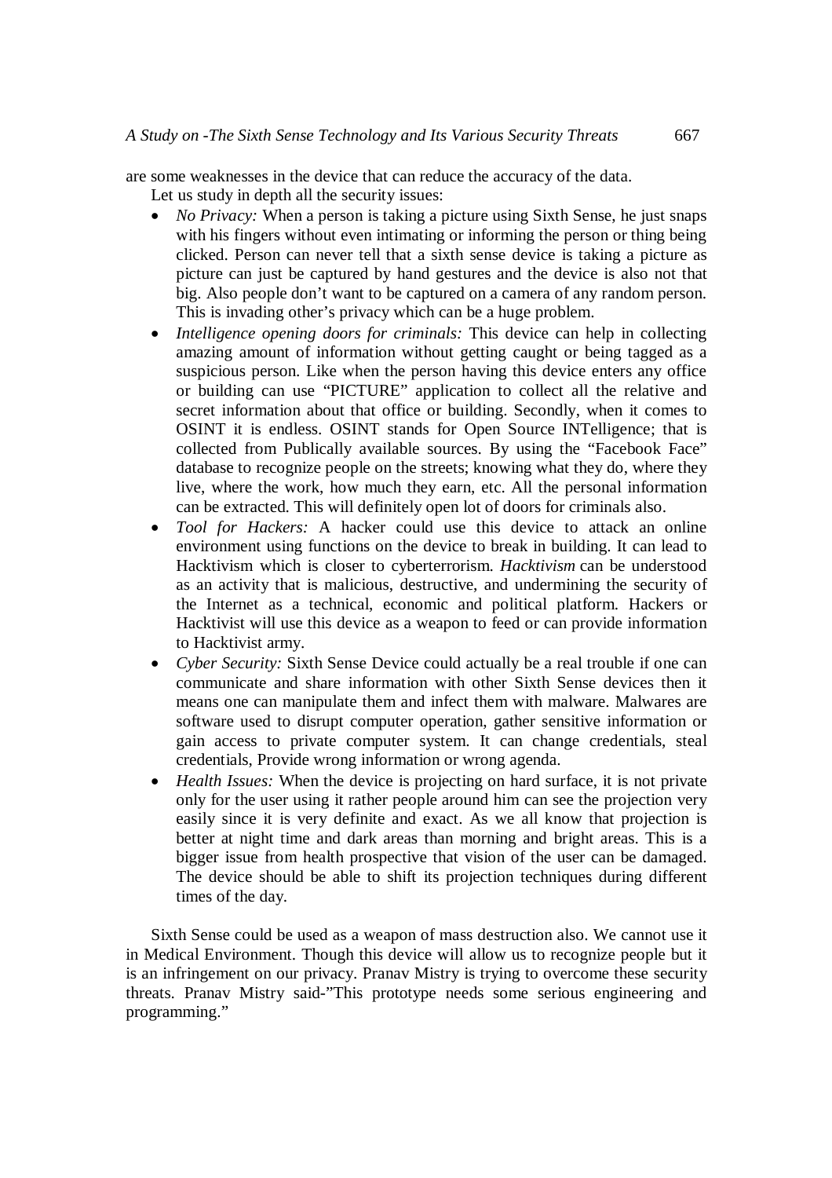are some weaknesses in the device that can reduce the accuracy of the data.

Let us study in depth all the security issues:

- *No Privacy:* When a person is taking a picture using Sixth Sense, he just snaps with his fingers without even intimating or informing the person or thing being clicked. Person can never tell that a sixth sense device is taking a picture as picture can just be captured by hand gestures and the device is also not that big. Also people don't want to be captured on a camera of any random person. This is invading other's privacy which can be a huge problem.
- *Intelligence opening doors for criminals:* This device can help in collecting amazing amount of information without getting caught or being tagged as a suspicious person. Like when the person having this device enters any office or building can use "PICTURE" application to collect all the relative and secret information about that office or building. Secondly, when it comes to OSINT it is endless. OSINT stands for Open Source INTelligence; that is collected from Publically available sources. By using the "Facebook Face" database to recognize people on the streets; knowing what they do, where they live, where the work, how much they earn, etc. All the personal information can be extracted. This will definitely open lot of doors for criminals also.
- *Tool for Hackers:* A hacker could use this device to attack an online environment using functions on the device to break in building. It can lead to Hacktivism which is closer to cyberterrorism. *Hacktivism* can be understood as an activity that is malicious, destructive, and undermining the security of the Internet as a technical, economic and political platform. Hackers or Hacktivist will use this device as a weapon to feed or can provide information to Hacktivist army.
- *Cyber Security:* Sixth Sense Device could actually be a real trouble if one can communicate and share information with other Sixth Sense devices then it means one can manipulate them and infect them with malware. Malwares are software used to disrupt computer operation, gather sensitive information or gain access to private computer system. It can change credentials, steal credentials, Provide wrong information or wrong agenda.
- *Health Issues:* When the device is projecting on hard surface, it is not private only for the user using it rather people around him can see the projection very easily since it is very definite and exact. As we all know that projection is better at night time and dark areas than morning and bright areas. This is a bigger issue from health prospective that vision of the user can be damaged. The device should be able to shift its projection techniques during different times of the day.

Sixth Sense could be used as a weapon of mass destruction also. We cannot use it in Medical Environment. Though this device will allow us to recognize people but it is an infringement on our privacy. Pranav Mistry is trying to overcome these security threats. Pranav Mistry said-"This prototype needs some serious engineering and programming."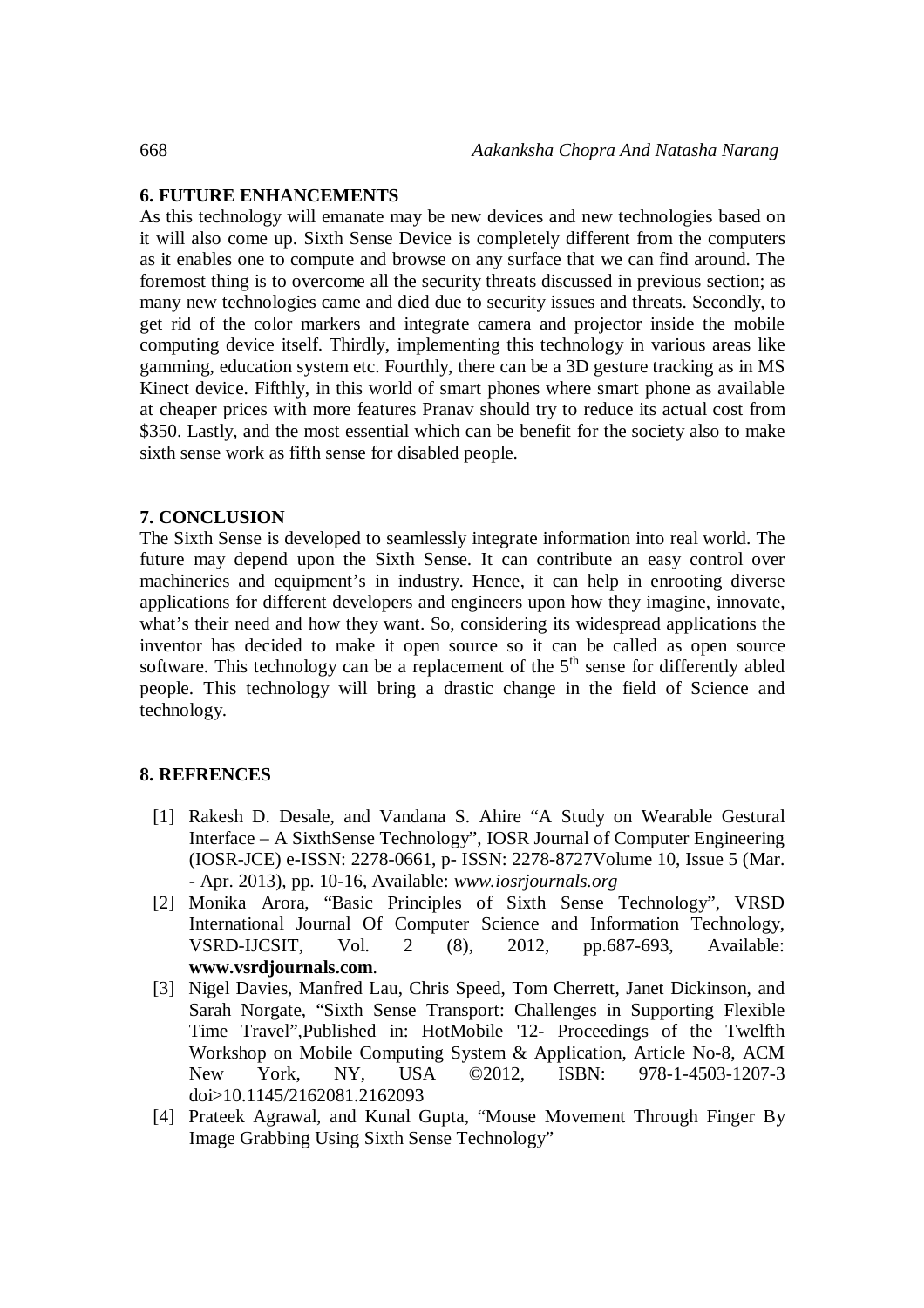## 6. FUTURE ENHANCEMENTS

As this technology will emanate may be new devices and new technologies based on it will also come up. Sixth Sense Device is completely different from the computers as it enables one to compute and browse on any surface that we can find around. The foremost thing is to overcome all the security threats discussed in previous section; as many new technologies came and died due to security issues and threats. Secondly, to get rid of the color markers and integrate camera and projector inside the mobile computing device itself. Thirdly, implementing this technology in various areas like gamming, education system etc. Fourthly, there can be a 3D gesture tracking as in MS Kinect device. Fifthly, in this world of smart phones where smart phone as available at cheaper prices with more features Pranav should try to reduce its actual cost from $350. Lastly, and the most essential which can be benefit for the society also to make sixth sense work as fifth sense for disabled people.

## 7. CONCLUSION

The Sixth Sense is developed to seamlessly integrate information into real world. The future may depend upon the Sixth Sense. It can contribute an easy control over machineries and equipment's in industry. Hence, it can help in enrooting diverse applications for different developers and engineers upon how they imagine, innovate, what's their need and how they want. So, considering its widespread applications the inventor has decided to make it open source so it can be called as open source software. This technology can be a replacement of the 5$^{th}$ sense for differently abled people. This technology will bring a drastic change in the field of Science and technology.

## 8. REFRENCES

[1] Rakesh D. Desale, and Vandana S. Ahire "A Study on Wearable Gestural Interface – A SixthSense Technology", IOSR Journal of Computer Engineering (IOSR-JCE) e-ISSN: 2278-0661, p- ISSN: 2278-8727Volume 10, Issue 5 (Mar. - Apr. 2013), pp. 10-16, Available: *www.iosrjournals.org*

[2] Monika Arora, "Basic Principles of Sixth Sense Technology", VRSD International Journal Of Computer Science and Information Technology, VSRD-IJCSIT, Vol. 2 (8), 2012, pp.687-693, Available: **www.vsrdjournals.com**.

[3] Nigel Davies, Manfred Lau, Chris Speed, Tom Cherrett, Janet Dickinson, and Sarah Norgate, "Sixth Sense Transport: Challenges in Supporting Flexible Time Travel",Published in: HotMobile '12- Proceedings of the Twelfth Workshop on Mobile Computing System & Application, Article No-8, ACM New York, NY, USA ©2012, ISBN: 978-1-4503-1207-3 doi>10.1145/2162081.2162093

[4] Prateek Agrawal, and Kunal Gupta, "Mouse Movement Through Finger By Image Grabbing Using Sixth Sense Technology"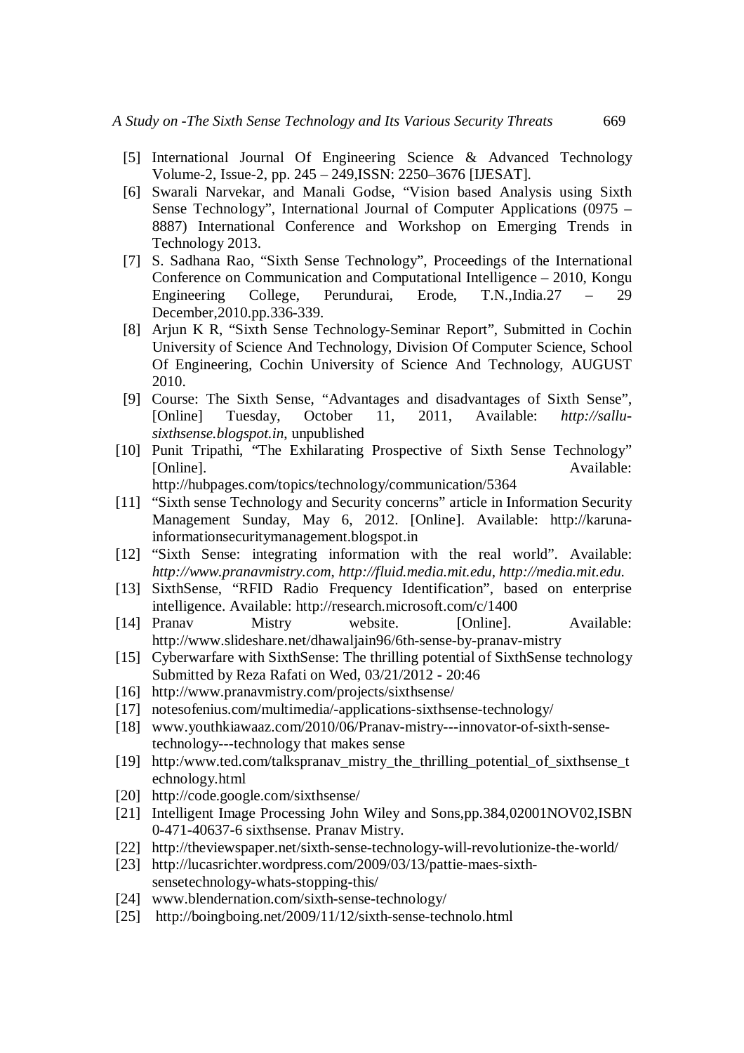[5] International Journal Of Engineering Science & Advanced Technology Volume-2, Issue-2, pp. 245 – 249,ISSN: 2250–3676 [IJESAT].

[6] Swarali Narvekar, and Manali Godse, "Vision based Analysis using Sixth Sense Technology", International Journal of Computer Applications (0975 – 8887) International Conference and Workshop on Emerging Trends in Technology 2013.

[7] S. Sadhana Rao, "Sixth Sense Technology", Proceedings of the International Conference on Communication and Computational Intelligence – 2010, Kongu Engineering College, Perundurai, Erode, T.N.,India.27 – 29 December,2010.pp.336-339.

[8] Arjun K R, "Sixth Sense Technology-Seminar Report", Submitted in Cochin University of Science And Technology, Division Of Computer Science, School Of Engineering, Cochin University of Science And Technology, AUGUST 2010.

[9] Course: The Sixth Sense, "Advantages and disadvantages of Sixth Sense", [Online] Tuesday, October 11, 2011, Available: *http://sallu-sixthsense.blogspot.in*, unpublished

[10] Punit Tripathi, "The Exhilarating Prospective of Sixth Sense Technology" [Online]. Available: http://hubpages.com/topics/technology/communication/5364

[11] "Sixth sense Technology and Security concerns" article in Information Security Management Sunday, May 6, 2012. [Online]. Available: http://karuna-informationsecuritymanagement.blogspot.in

[12] "Sixth Sense: integrating information with the real world". Available: *http://www.pranavmistry.com*, *http://fluid.media.mit.edu*, *http://media.mit.edu.*

[13] SixthSense, "RFID Radio Frequency Identification", based on enterprise intelligence. Available: http://research.microsoft.com/c/1400

[14] Pranav Mistry website. [Online]. Available: http://www.slideshare.net/dhawaljain96/6th-sense-by-pranav-mistry

[15] Cyberwarfare with SixthSense: The thrilling potential of SixthSense technology Submitted by Reza Rafati on Wed, 03/21/2012 - 20:46

[16] http://www.pranavmistry.com/projects/sixthsense/

[17] notesofenius.com/multimedia/-applications-sixthsense-technology/

[18] www.youthkiawaaz.com/2010/06/Pranav-mistry---innovator-of-sixth-sense-technology---technology that makes sense

[19] http:/www.ted.com/talkspranav_mistry_the_thrilling_potential_of_sixthsense_technology.html

[20] http://code.google.com/sixthsense/

[21] Intelligent Image Processing John Wiley and Sons,pp.384,02001NOV02,ISBN 0-471-40637-6 sixthsense. Pranav Mistry.

[22] http://theviewspaper.net/sixth-sense-technology-will-revolutionize-the-world/

[23] http://lucasrichter.wordpress.com/2009/03/13/pattie-maes-sixth-sensetechnology-whats-stopping-this/

[24] www.blendernation.com/sixth-sense-technology/

[25] http://boingboing.net/2009/11/12/sixth-sense-technolo.html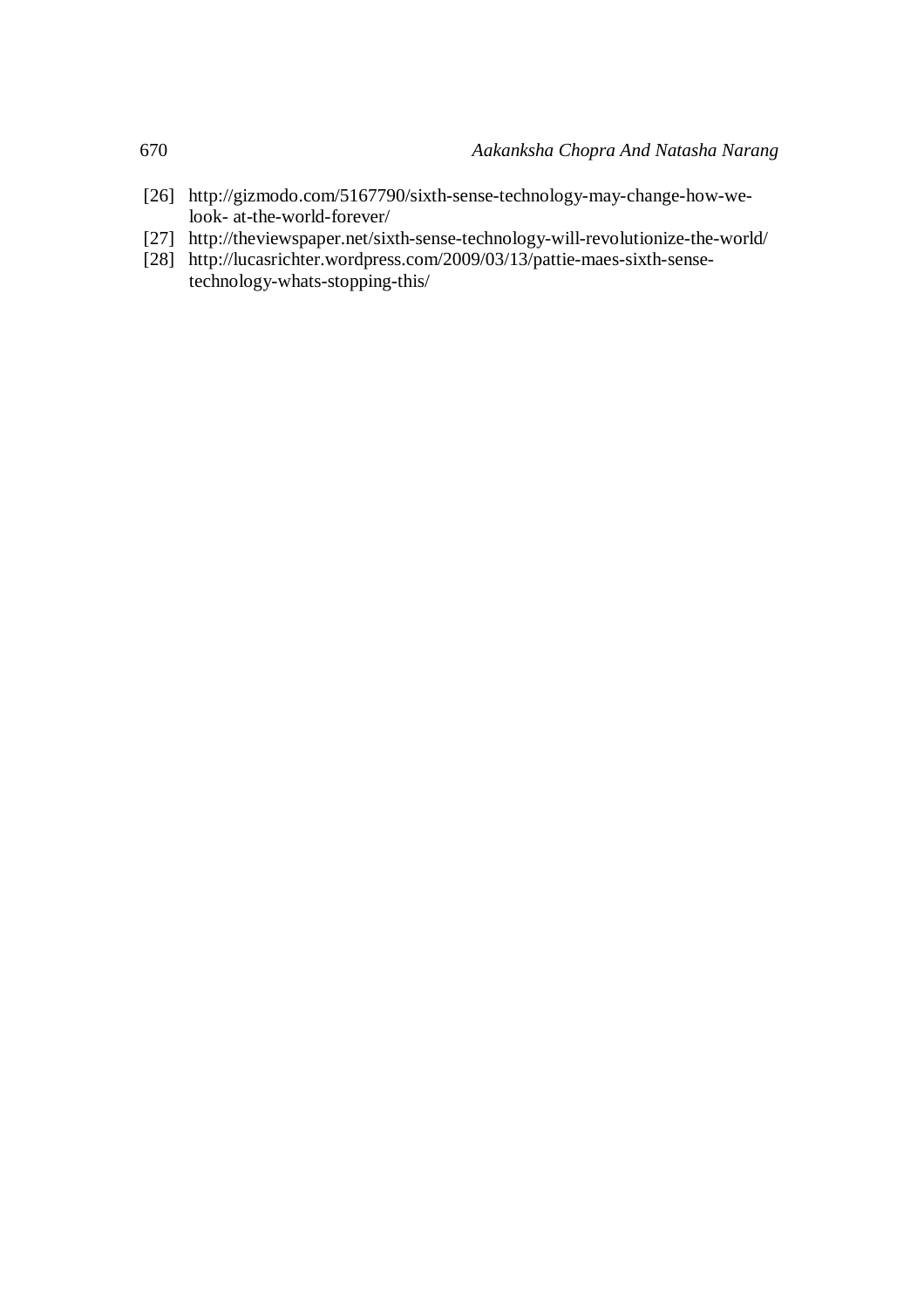[26] http://gizmodo.com/5167790/sixth-sense-technology-may-change-how-we-look- at-the-world-forever/

[27] http://theviewspaper.net/sixth-sense-technology-will-revolutionize-the-world/

[28] http://lucasrichter.wordpress.com/2009/03/13/pattie-maes-sixth-sense-technology-whats-stopping-this/